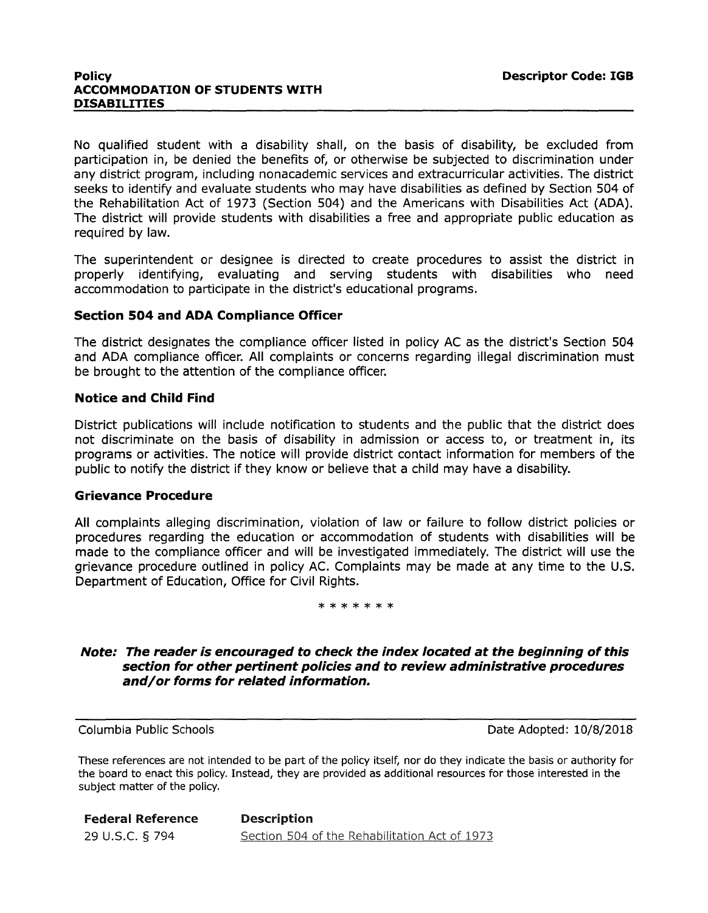**Policy**
**ACCOMMODATION OF STUDENTS WITH DISABILITIES**

**Descriptor Code: IGB**

No qualified student with a disability shall, on the basis of disability, be excluded from participation in, be denied the benefits of, or otherwise be subjected to discrimination under any district program, including nonacademic services and extracurricular activities. The district seeks to identify and evaluate students who may have disabilities as defined by Section 504 of the Rehabilitation Act of 1973 (Section 504) and the Americans with Disabilities Act (ADA). The district will provide students with disabilities a free and appropriate public education as required by law.

The superintendent or designee is directed to create procedures to assist the district in properly identifying, evaluating and serving students with disabilities who need accommodation to participate in the district's educational programs.

### Section 504 and ADA Compliance Officer

The district designates the compliance officer listed in policy AC as the district's Section 504 and ADA compliance officer. All complaints or concerns regarding illegal discrimination must be brought to the attention of the compliance officer.

### Notice and Child Find

District publications will include notification to students and the public that the district does not discriminate on the basis of disability in admission or access to, or treatment in, its programs or activities. The notice will provide district contact information for members of the public to notify the district if they know or believe that a child may have a disability.

### Grievance Procedure

All complaints alleging discrimination, violation of law or failure to follow district policies or procedures regarding the education or accommodation of students with disabilities will be made to the compliance officer and will be investigated immediately. The district will use the grievance procedure outlined in policy AC. Complaints may be made at any time to the U.S. Department of Education, Office for Civil Rights.

\* \* \* \* \* \* \*

***Note: The reader is encouraged to check the index located at the beginning of this section for other pertinent policies and to review administrative procedures and/or forms for related information.***

Columbia Public Schools — Date Adopted: 10/8/2018

These references are not intended to be part of the policy itself, nor do they indicate the basis or authority for the board to enact this policy. Instead, they are provided as additional resources for those interested in the subject matter of the policy.

| Federal Reference | Description |
|---|---|
| 29 U.S.C. § 794 | Section 504 of the Rehabilitation Act of 1973 |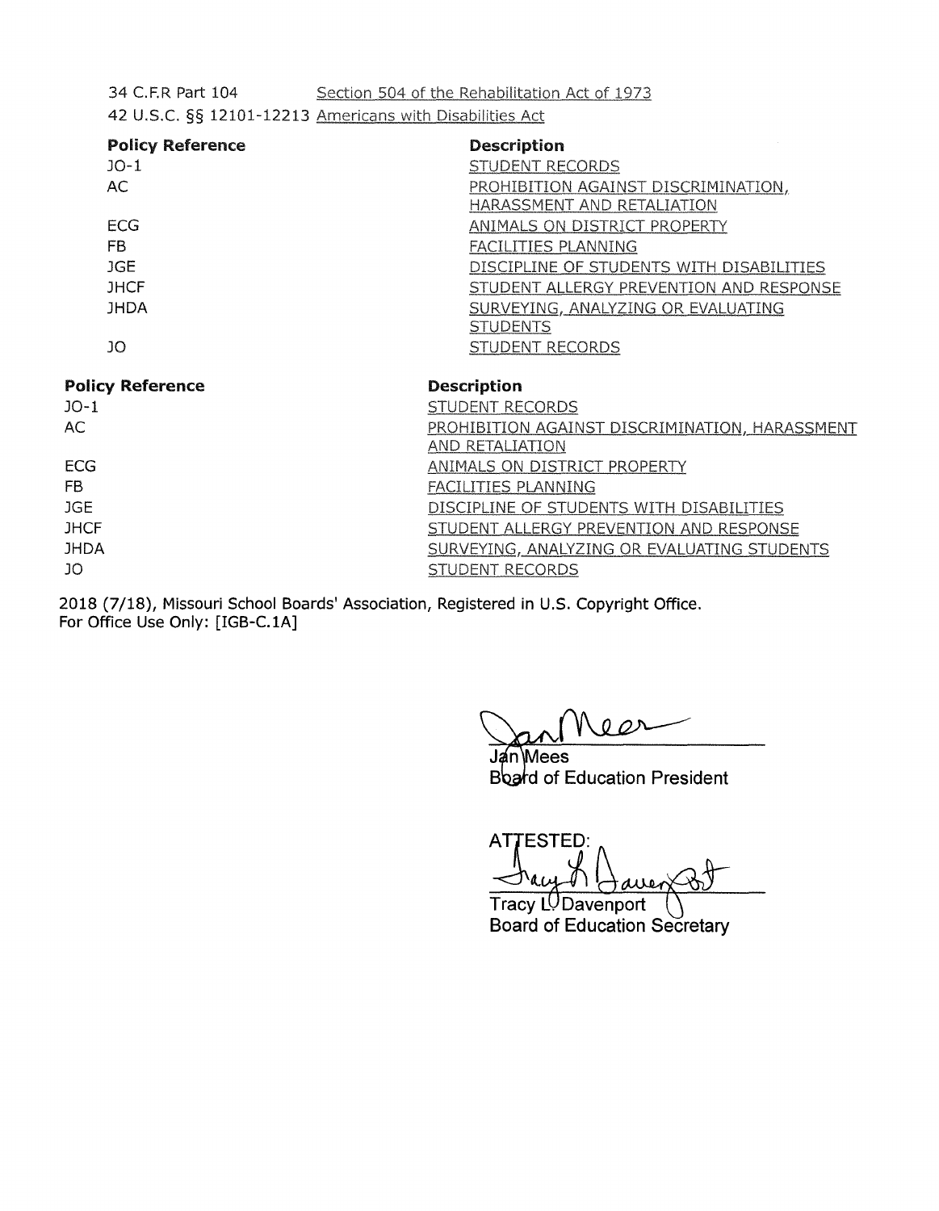| | |
|---|---|
| 34 C.F.R Part 104 | Section 504 of the Rehabilitation Act of 1973 |
| 42 U.S.C. §§ 12101-12213 | Americans with Disabilities Act |

| **Policy Reference** | **Description** |
|---|---|
| JO-1 | STUDENT RECORDS |
| AC | PROHIBITION AGAINST DISCRIMINATION, HARASSMENT AND RETALIATION |
| ECG | ANIMALS ON DISTRICT PROPERTY |
| FB | FACILITIES PLANNING |
| JGE | DISCIPLINE OF STUDENTS WITH DISABILITIES |
| JHCF | STUDENT ALLERGY PREVENTION AND RESPONSE |
| JHDA | SURVEYING, ANALYZING OR EVALUATING STUDENTS |
| JO | STUDENT RECORDS |

| **Policy Reference** | **Description** |
|---|---|
| JO-1 | STUDENT RECORDS |
| AC | PROHIBITION AGAINST DISCRIMINATION, HARASSMENT AND RETALIATION |
| ECG | ANIMALS ON DISTRICT PROPERTY |
| FB | FACILITIES PLANNING |
| JGE | DISCIPLINE OF STUDENTS WITH DISABILITIES |
| JHCF | STUDENT ALLERGY PREVENTION AND RESPONSE |
| JHDA | SURVEYING, ANALYZING OR EVALUATING STUDENTS |
| JO | STUDENT RECORDS |

2018 (7/18), Missouri School Boards' Association, Registered in U.S. Copyright Office.
For Office Use Only: [IGB-C.1A]

Jan Mees
Board of Education President

ATTESTED:

Tracy L. Davenport
Board of Education Secretary